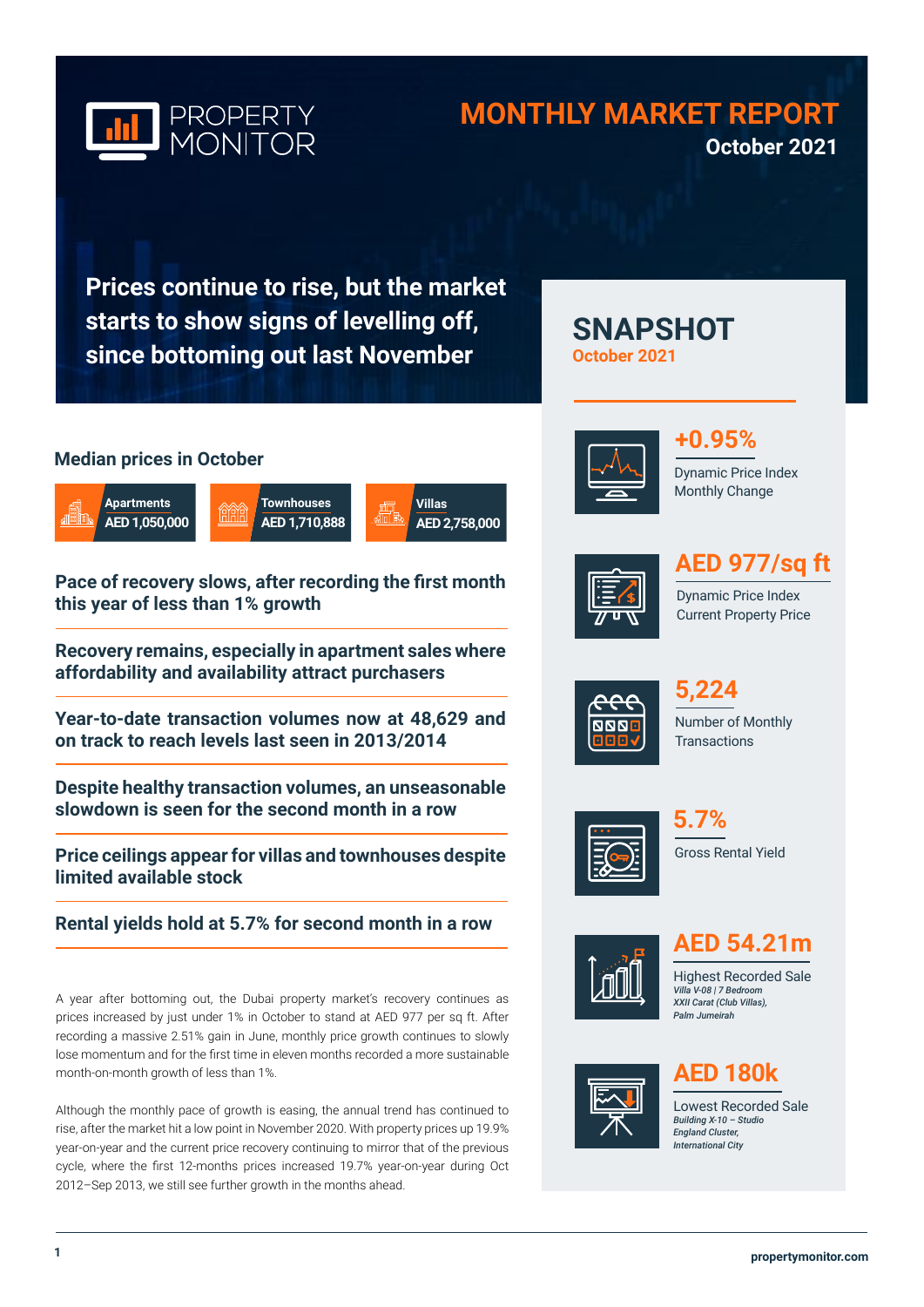PROPERTY MONITOR

# MONTHLY MARKET REPORT

**October 2021**

## Prices continue to rise, but the market starts to show signs of levelling off, since bottoming out last November

### Median prices in October

| Apartments | Townhouses | Villas |
|---|---|---|
| AED 1,050,000 | AED 1,710,888 | AED 2,758,000 |

### Pace of recovery slows, after recording the first month this year of less than 1% growth

### Recovery remains, especially in apartment sales where affordability and availability attract purchasers

### Year-to-date transaction volumes now at 48,629 and on track to reach levels last seen in 2013/2014

### Despite healthy transaction volumes, an unseasonable slowdown is seen for the second month in a row

### Price ceilings appear for villas and townhouses despite limited available stock

### Rental yields hold at 5.7% for second month in a row

A year after bottoming out, the Dubai property market's recovery continues as prices increased by just under 1% in October to stand at AED 977 per sq ft. After recording a massive 2.51% gain in June, monthly price growth continues to slowly lose momentum and for the first time in eleven months recorded a more sustainable month-on-month growth of less than 1%.

Although the monthly pace of growth is easing, the annual trend has continued to rise, after the market hit a low point in November 2020. With property prices up 19.9% year-on-year and the current price recovery continuing to mirror that of the previous cycle, where the first 12-months prices increased 19.7% year-on-year during Oct 2012–Sep 2013, we still see further growth in the months ahead.

## SNAPSHOT

**October 2021**

**+0.95%**
Dynamic Price Index Monthly Change

**AED 977/sq ft**
Dynamic Price Index Current Property Price

**5,224**
Number of Monthly Transactions

**5.7%**
Gross Rental Yield

**AED 54.21m**
Highest Recorded Sale
*Villa V-08 | 7 Bedroom*
*XXII Carat (Club Villas),*
*Palm Jumeirah*

**AED 180k**
Lowest Recorded Sale
*Building X-10 – Studio*
*England Cluster,*
*International City*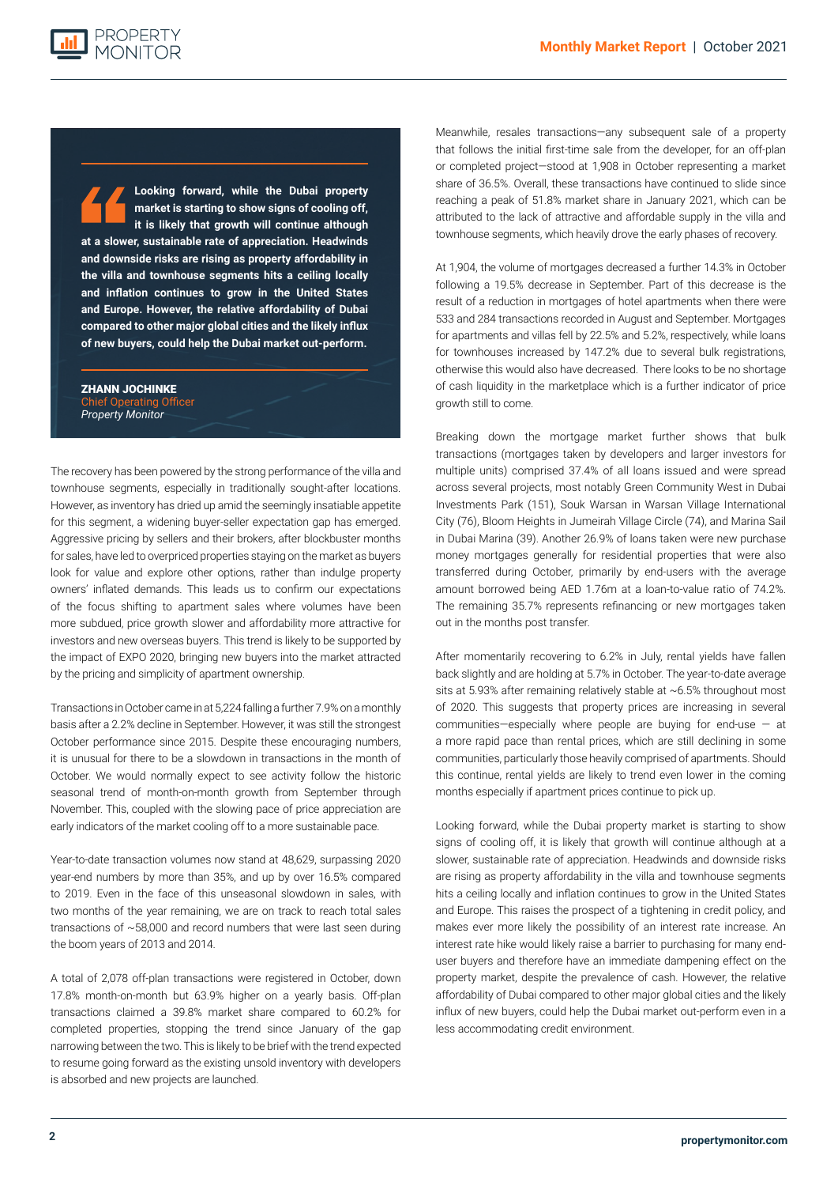> **Looking forward, while the Dubai property market is starting to show signs of cooling off, it is likely that growth will continue although at a slower, sustainable rate of appreciation. Headwinds and downside risks are rising as property affordability in the villa and townhouse segments hits a ceiling locally and inflation continues to grow in the United States and Europe. However, the relative affordability of Dubai compared to other major global cities and the likely influx of new buyers, could help the Dubai market out-perform.**
>
> **ZHANN JOCHINKE**
> Chief Operating Officer
> *Property Monitor*

The recovery has been powered by the strong performance of the villa and townhouse segments, especially in traditionally sought-after locations. However, as inventory has dried up amid the seemingly insatiable appetite for this segment, a widening buyer-seller expectation gap has emerged. Aggressive pricing by sellers and their brokers, after blockbuster months for sales, have led to overpriced properties staying on the market as buyers look for value and explore other options, rather than indulge property owners' inflated demands. This leads us to confirm our expectations of the focus shifting to apartment sales where volumes have been more subdued, price growth slower and affordability more attractive for investors and new overseas buyers. This trend is likely to be supported by the impact of EXPO 2020, bringing new buyers into the market attracted by the pricing and simplicity of apartment ownership.

Transactions in October came in at 5,224 falling a further 7.9% on a monthly basis after a 2.2% decline in September. However, it was still the strongest October performance since 2015. Despite these encouraging numbers, it is unusual for there to be a slowdown in transactions in the month of October. We would normally expect to see activity follow the historic seasonal trend of month-on-month growth from September through November. This, coupled with the slowing pace of price appreciation are early indicators of the market cooling off to a more sustainable pace.

Year-to-date transaction volumes now stand at 48,629, surpassing 2020 year-end numbers by more than 35%, and up by over 16.5% compared to 2019. Even in the face of this unseasonal slowdown in sales, with two months of the year remaining, we are on track to reach total sales transactions of ~58,000 and record numbers that were last seen during the boom years of 2013 and 2014.

A total of 2,078 off-plan transactions were registered in October, down 17.8% month-on-month but 63.9% higher on a yearly basis. Off-plan transactions claimed a 39.8% market share compared to 60.2% for completed properties, stopping the trend since January of the gap narrowing between the two. This is likely to be brief with the trend expected to resume going forward as the existing unsold inventory with developers is absorbed and new projects are launched.

Meanwhile, resales transactions—any subsequent sale of a property that follows the initial first-time sale from the developer, for an off-plan or completed project—stood at 1,908 in October representing a market share of 36.5%. Overall, these transactions have continued to slide since reaching a peak of 51.8% market share in January 2021, which can be attributed to the lack of attractive and affordable supply in the villa and townhouse segments, which heavily drove the early phases of recovery.

At 1,904, the volume of mortgages decreased a further 14.3% in October following a 19.5% decrease in September. Part of this decrease is the result of a reduction in mortgages of hotel apartments when there were 533 and 284 transactions recorded in August and September. Mortgages for apartments and villas fell by 22.5% and 5.2%, respectively, while loans for townhouses increased by 147.2% due to several bulk registrations, otherwise this would also have decreased. There looks to be no shortage of cash liquidity in the marketplace which is a further indicator of price growth still to come.

Breaking down the mortgage market further shows that bulk transactions (mortgages taken by developers and larger investors for multiple units) comprised 37.4% of all loans issued and were spread across several projects, most notably Green Community West in Dubai Investments Park (151), Souk Warsan in Warsan Village International City (76), Bloom Heights in Jumeirah Village Circle (74), and Marina Sail in Dubai Marina (39). Another 26.9% of loans taken were new purchase money mortgages generally for residential properties that were also transferred during October, primarily by end-users with the average amount borrowed being AED 1.76m at a loan-to-value ratio of 74.2%. The remaining 35.7% represents refinancing or new mortgages taken out in the months post transfer.

After momentarily recovering to 6.2% in July, rental yields have fallen back slightly and are holding at 5.7% in October. The year-to-date average sits at 5.93% after remaining relatively stable at ~6.5% throughout most of 2020. This suggests that property prices are increasing in several communities—especially where people are buying for end-use — at a more rapid pace than rental prices, which are still declining in some communities, particularly those heavily comprised of apartments. Should this continue, rental yields are likely to trend even lower in the coming months especially if apartment prices continue to pick up.

Looking forward, while the Dubai property market is starting to show signs of cooling off, it is likely that growth will continue although at a slower, sustainable rate of appreciation. Headwinds and downside risks are rising as property affordability in the villa and townhouse segments hits a ceiling locally and inflation continues to grow in the United States and Europe. This raises the prospect of a tightening in credit policy, and makes ever more likely the possibility of an interest rate increase. An interest rate hike would likely raise a barrier to purchasing for many end-user buyers and therefore have an immediate dampening effect on the property market, despite the prevalence of cash. However, the relative affordability of Dubai compared to other major global cities and the likely influx of new buyers, could help the Dubai market out-perform even in a less accommodating credit environment.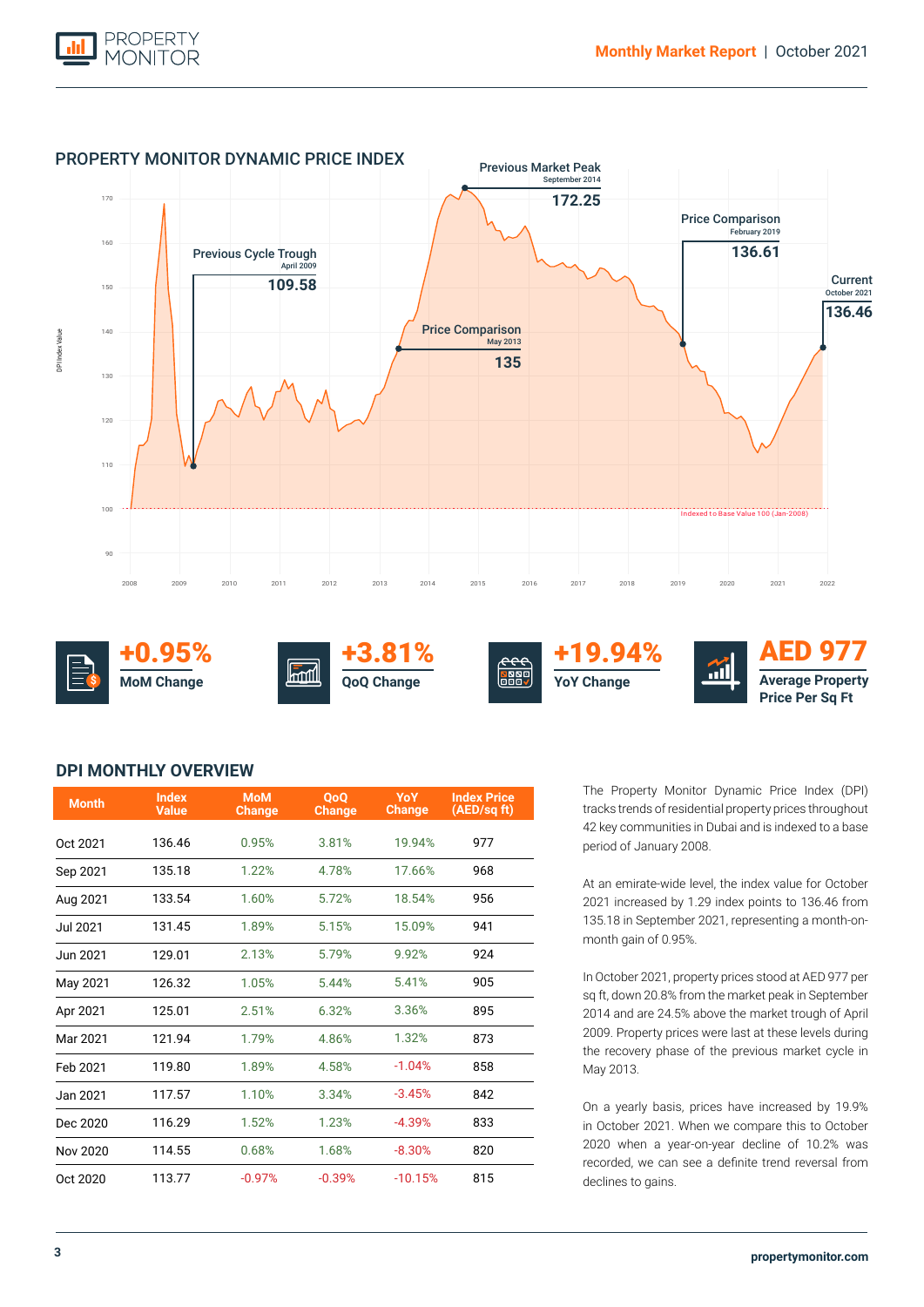## PROPERTY MONITOR DYNAMIC PRICE INDEX

Previous Market Peak
September 2014
172.25

Price Comparison
February 2019
136.61

Previous Cycle Trough
April 2009
109.58

Current
October 2021
136.46

Price Comparison
May 2013
135

Indexed to Base Value 100 (Jan-2008)

**+0.95%** MoM Change

**+3.81%** QoQ Change

**+19.94%** YoY Change

**AED 977** Average Property Price Per Sq Ft

## DPI MONTHLY OVERVIEW

| Month | Index Value | MoM Change | QoQ Change | YoY Change | Index Price (AED/sq ft) |
|---|---|---|---|---|---|
| Oct 2021 | 136.46 | 0.95% | 3.81% | 19.94% | 977 |
| Sep 2021 | 135.18 | 1.22% | 4.78% | 17.66% | 968 |
| Aug 2021 | 133.54 | 1.60% | 5.72% | 18.54% | 956 |
| Jul 2021 | 131.45 | 1.89% | 5.15% | 15.09% | 941 |
| Jun 2021 | 129.01 | 2.13% | 5.79% | 9.92% | 924 |
| May 2021 | 126.32 | 1.05% | 5.44% | 5.41% | 905 |
| Apr 2021 | 125.01 | 2.51% | 6.32% | 3.36% | 895 |
| Mar 2021 | 121.94 | 1.79% | 4.86% | 1.32% | 873 |
| Feb 2021 | 119.80 | 1.89% | 4.58% | -1.04% | 858 |
| Jan 2021 | 117.57 | 1.10% | 3.34% | -3.45% | 842 |
| Dec 2020 | 116.29 | 1.52% | 1.23% | -4.39% | 833 |
| Nov 2020 | 114.55 | 0.68% | 1.68% | -8.30% | 820 |
| Oct 2020 | 113.77 | -0.97% | -0.39% | -10.15% | 815 |

The Property Monitor Dynamic Price Index (DPI) tracks trends of residential property prices throughout 42 key communities in Dubai and is indexed to a base period of January 2008.

At an emirate-wide level, the index value for October 2021 increased by 1.29 index points to 136.46 from 135.18 in September 2021, representing a month-on-month gain of 0.95%.

In October 2021, property prices stood at AED 977 per sq ft, down 20.8% from the market peak in September 2014 and are 24.5% above the market trough of April 2009. Property prices were last at these levels during the recovery phase of the previous market cycle in May 2013.

On a yearly basis, prices have increased by 19.9% in October 2021. When we compare this to October 2020 when a year-on-year decline of 10.2% was recorded, we can see a definite trend reversal from declines to gains.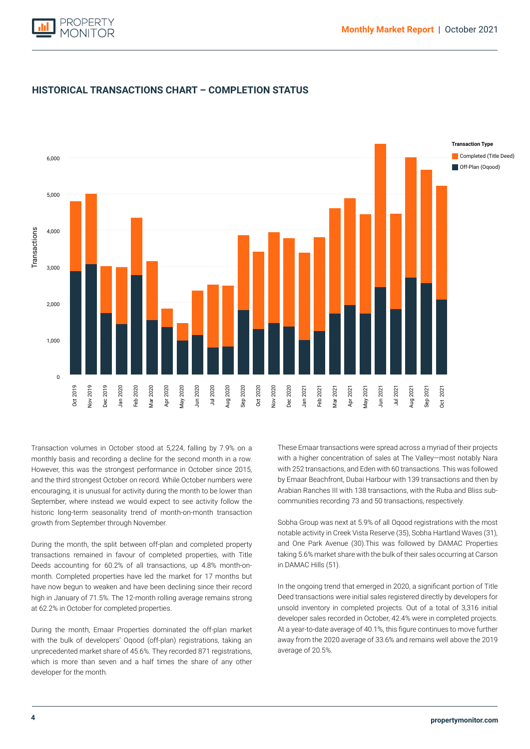## HISTORICAL TRANSACTIONS CHART – COMPLETION STATUS

Transaction volumes in October stood at 5,224, falling by 7.9% on a monthly basis and recording a decline for the second month in a row. However, this was the strongest performance in October since 2015, and the third strongest October on record. While October numbers were encouraging, it is unusual for activity during the month to be lower than September, where instead we would expect to see activity follow the historic long-term seasonality trend of month-on-month transaction growth from September through November.

During the month, the split between off-plan and completed property transactions remained in favour of completed properties, with Title Deeds accounting for 60.2% of all transactions, up 4.8% month-on-month. Completed properties have led the market for 17 months but have now begun to weaken and have been declining since their record high in January of 71.5%. The 12-month rolling average remains strong at 62.2% in October for completed properties.

During the month, Emaar Properties dominated the off-plan market with the bulk of developers' Oqood (off-plan) registrations, taking an unprecedented market share of 45.6%. They recorded 871 registrations, which is more than seven and a half times the share of any other developer for the month.

These Emaar transactions were spread across a myriad of their projects with a higher concentration of sales at The Valley—most notably Nara with 252 transactions, and Eden with 60 transactions. This was followed by Emaar Beachfront, Dubai Harbour with 139 transactions and then by Arabian Ranches III with 138 transactions, with the Ruba and Bliss sub-communities recording 73 and 50 transactions, respectively.

Sobha Group was next at 5.9% of all Oqood registrations with the most notable activity in Creek Vista Reserve (35), Sobha Hartland Waves (31), and One Park Avenue (30).This was followed by DAMAC Properties taking 5.6% market share with the bulk of their sales occurring at Carson in DAMAC Hills (51).

In the ongoing trend that emerged in 2020, a significant portion of Title Deed transactions were initial sales registered directly by developers for unsold inventory in completed projects. Out of a total of 3,316 initial developer sales recorded in October, 42.4% were in completed projects. At a year-to-date average of 40.1%, this figure continues to move further away from the 2020 average of 33.6% and remains well above the 2019 average of 20.5%.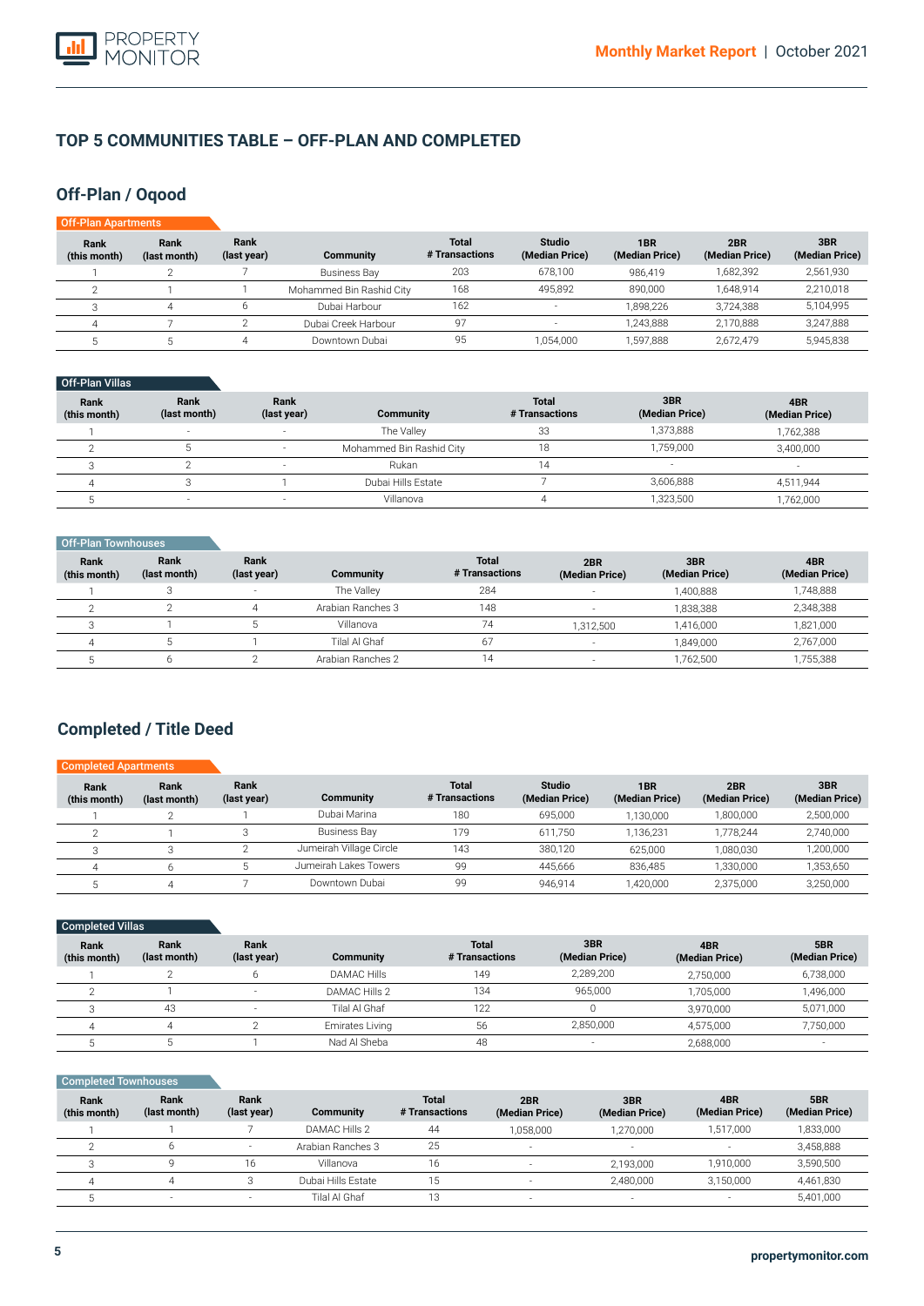## TOP 5 COMMUNITIES TABLE – OFF-PLAN AND COMPLETED

### Off-Plan / Oqood

**Off-Plan Apartments**

| Rank (this month) | Rank (last month) | Rank (last year) | Community | Total # Transactions | Studio (Median Price) | 1BR (Median Price) | 2BR (Median Price) | 3BR (Median Price) |
|---|---|---|---|---|---|---|---|---|
| 1 | 2 | 7 | Business Bay | 203 | 678,100 | 986,419 | 1,682,392 | 2,561,930 |
| 2 | 1 | 1 | Mohammed Bin Rashid City | 168 | 495,892 | 890,000 | 1,648,914 | 2,210,018 |
| 3 | 4 | 6 | Dubai Harbour | 162 | - | 1,898,226 | 3,724,388 | 5,104,995 |
| 4 | 7 | 2 | Dubai Creek Harbour | 97 | - | 1,243,888 | 2,170,888 | 3,247,888 |
| 5 | 5 | 4 | Downtown Dubai | 95 | 1,054,000 | 1,597,888 | 2,672,479 | 5,945,838 |

**Off-Plan Villas**

| Rank (this month) | Rank (last month) | Rank (last year) | Community | Total # Transactions | 3BR (Median Price) | 4BR (Median Price) |
|---|---|---|---|---|---|---|
| 1 | - | - | The Valley | 33 | 1,373,888 | 1,762,388 |
| 2 | 5 | - | Mohammed Bin Rashid City | 18 | 1,759,000 | 3,400,000 |
| 3 | 2 | - | Rukan | 14 | - | - |
| 4 | 3 | 1 | Dubai Hills Estate | 7 | 3,606,888 | 4,511,944 |
| 5 | - | - | Villanova | 4 | 1,323,500 | 1,762,000 |

**Off-Plan Townhouses**

| Rank (this month) | Rank (last month) | Rank (last year) | Community | Total # Transactions | 2BR (Median Price) | 3BR (Median Price) | 4BR (Median Price) |
|---|---|---|---|---|---|---|---|
| 1 | 3 | - | The Valley | 284 | - | 1,400,888 | 1,748,888 |
| 2 | 2 | 4 | Arabian Ranches 3 | 148 | - | 1,838,388 | 2,348,388 |
| 3 | 1 | 5 | Villanova | 74 | 1,312,500 | 1,416,000 | 1,821,000 |
| 4 | 5 | 1 | Tilal Al Ghaf | 67 | - | 1,849,000 | 2,767,000 |
| 5 | 6 | 2 | Arabian Ranches 2 | 14 | - | 1,762,500 | 1,755,388 |

### Completed / Title Deed

**Completed Apartments**

| Rank (this month) | Rank (last month) | Rank (last year) | Community | Total # Transactions | Studio (Median Price) | 1BR (Median Price) | 2BR (Median Price) | 3BR (Median Price) |
|---|---|---|---|---|---|---|---|---|
| 1 | 2 | 1 | Dubai Marina | 180 | 695,000 | 1,130,000 | 1,800,000 | 2,500,000 |
| 2 | 1 | 3 | Business Bay | 179 | 611,750 | 1,136,231 | 1,778,244 | 2,740,000 |
| 3 | 3 | 2 | Jumeirah Village Circle | 143 | 380,120 | 625,000 | 1,080,030 | 1,200,000 |
| 4 | 6 | 5 | Jumeirah Lakes Towers | 99 | 445,666 | 836,485 | 1,330,000 | 1,353,650 |
| 5 | 4 | 7 | Downtown Dubai | 99 | 946,914 | 1,420,000 | 2,375,000 | 3,250,000 |

**Completed Villas**

| Rank (this month) | Rank (last month) | Rank (last year) | Community | Total # Transactions | 3BR (Median Price) | 4BR (Median Price) | 5BR (Median Price) |
|---|---|---|---|---|---|---|---|
| 1 | 2 | 6 | DAMAC Hills | 149 | 2,289,200 | 2,750,000 | 6,738,000 |
| 2 | 1 | - | DAMAC Hills 2 | 134 | 965,000 | 1,705,000 | 1,496,000 |
| 3 | 43 | - | Tilal Al Ghaf | 122 | 0 | 3,970,000 | 5,071,000 |
| 4 | 4 | 2 | Emirates Living | 56 | 2,850,000 | 4,575,000 | 7,750,000 |
| 5 | 5 | 1 | Nad Al Sheba | 48 | - | 2,688,000 | - |

**Completed Townhouses**

| Rank (this month) | Rank (last month) | Rank (last year) | Community | Total # Transactions | 2BR (Median Price) | 3BR (Median Price) | 4BR (Median Price) | 5BR (Median Price) |
|---|---|---|---|---|---|---|---|---|
| 1 | 1 | 7 | DAMAC Hills 2 | 44 | 1,058,000 | 1,270,000 | 1,517,000 | 1,833,000 |
| 2 | 6 | - | Arabian Ranches 3 | 25 | - | - | - | 3,458,888 |
| 3 | 9 | 16 | Villanova | 16 | - | 2,193,000 | 1,910,000 | 3,590,500 |
| 4 | 4 | 3 | Dubai Hills Estate | 15 | - | 2,480,000 | 3,150,000 | 4,461,830 |
| 5 | - | - | Tilal Al Ghaf | 13 | - | - | - | 5,401,000 |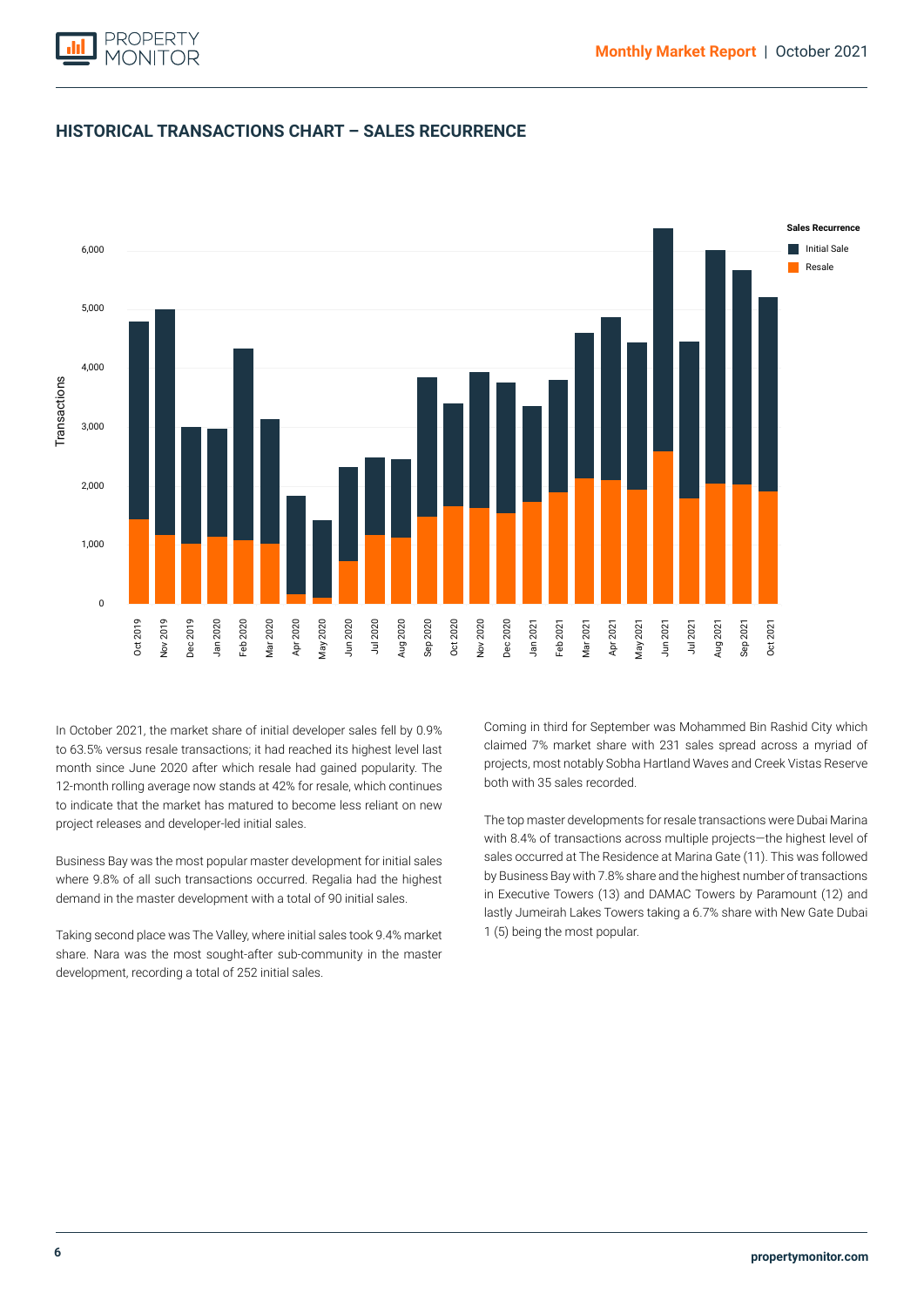## HISTORICAL TRANSACTIONS CHART – SALES RECURRENCE

In October 2021, the market share of initial developer sales fell by 0.9% to 63.5% versus resale transactions; it had reached its highest level last month since June 2020 after which resale had gained popularity. The 12-month rolling average now stands at 42% for resale, which continues to indicate that the market has matured to become less reliant on new project releases and developer-led initial sales.

Business Bay was the most popular master development for initial sales where 9.8% of all such transactions occurred. Regalia had the highest demand in the master development with a total of 90 initial sales.

Taking second place was The Valley, where initial sales took 9.4% market share. Nara was the most sought-after sub-community in the master development, recording a total of 252 initial sales.

Coming in third for September was Mohammed Bin Rashid City which claimed 7% market share with 231 sales spread across a myriad of projects, most notably Sobha Hartland Waves and Creek Vistas Reserve both with 35 sales recorded.

The top master developments for resale transactions were Dubai Marina with 8.4% of transactions across multiple projects—the highest level of sales occurred at The Residence at Marina Gate (11). This was followed by Business Bay with 7.8% share and the highest number of transactions in Executive Towers (13) and DAMAC Towers by Paramount (12) and lastly Jumeirah Lakes Towers taking a 6.7% share with New Gate Dubai 1 (5) being the most popular.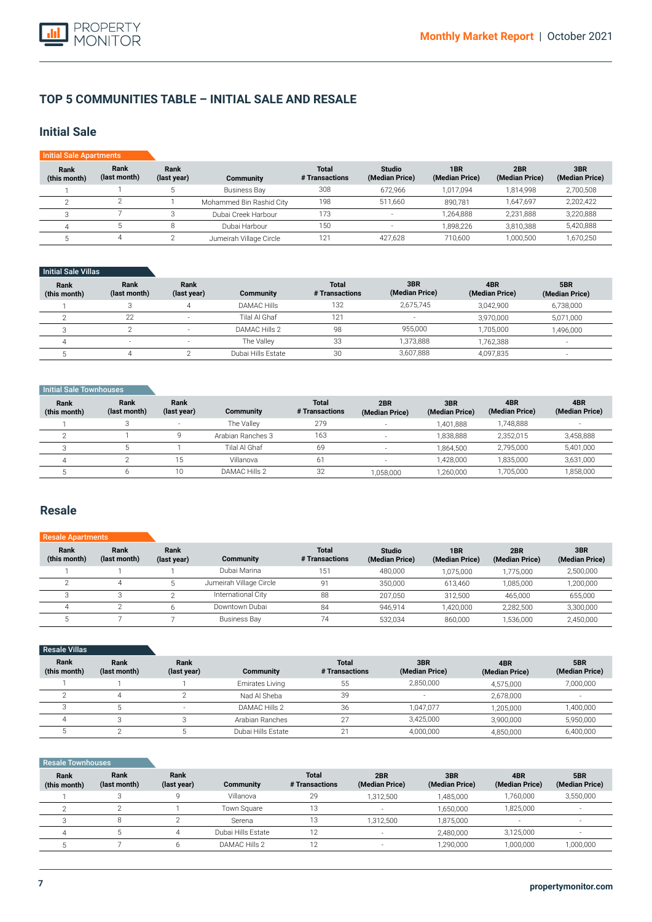## TOP 5 COMMUNITIES TABLE – INITIAL SALE AND RESALE

### Initial Sale

**Initial Sale Apartments**

| Rank (this month) | Rank (last month) | Rank (last year) | Community | Total # Transactions | Studio (Median Price) | 1BR (Median Price) | 2BR (Median Price) | 3BR (Median Price) |
|---|---|---|---|---|---|---|---|---|
| 1 | 1 | 5 | Business Bay | 308 | 672,966 | 1,017,094 | 1,814,998 | 2,700,508 |
| 2 | 2 | 1 | Mohammed Bin Rashid City | 198 | 511,660 | 890,781 | 1,647,697 | 2,202,422 |
| 3 | 7 | 3 | Dubai Creek Harbour | 173 | - | 1,264,888 | 2,231,888 | 3,220,888 |
| 4 | 5 | 8 | Dubai Harbour | 150 | - | 1,898,226 | 3,810,388 | 5,420,888 |
| 5 | 4 | 2 | Jumeirah Village Circle | 121 | 427,628 | 710,600 | 1,000,500 | 1,670,250 |

**Initial Sale Villas**

| Rank (this month) | Rank (last month) | Rank (last year) | Community | Total # Transactions | 3BR (Median Price) | 4BR (Median Price) | 5BR (Median Price) |
|---|---|---|---|---|---|---|---|
| 1 | 3 | 4 | DAMAC Hills | 132 | 2,675,745 | 3,042,900 | 6,738,000 |
| 2 | 22 | - | Tilal Al Ghaf | 121 | - | 3,970,000 | 5,071,000 |
| 3 | 2 | - | DAMAC Hills 2 | 98 | 955,000 | 1,705,000 | 1,496,000 |
| 4 | - | - | The Valley | 33 | 1,373,888 | 1,762,388 | - |
| 5 | 4 | 2 | Dubai Hills Estate | 30 | 3,607,888 | 4,097,835 | - |

**Initial Sale Townhouses**

| Rank (this month) | Rank (last month) | Rank (last year) | Community | Total # Transactions | 2BR (Median Price) | 3BR (Median Price) | 4BR (Median Price) | 4BR (Median Price) |
|---|---|---|---|---|---|---|---|---|
| 1 | 3 | - | The Valley | 279 | - | 1,401,888 | 1,748,888 | - |
| 2 | 1 | 9 | Arabian Ranches 3 | 163 | - | 1,838,888 | 2,352,015 | 3,458,888 |
| 3 | 5 | 1 | Tilal Al Ghaf | 69 | - | 1,864,500 | 2,795,000 | 5,401,000 |
| 4 | 2 | 15 | Villanova | 61 | - | 1,428,000 | 1,835,000 | 3,631,000 |
| 5 | 6 | 10 | DAMAC Hills 2 | 32 | 1,058,000 | 1,260,000 | 1,705,000 | 1,858,000 |

### Resale

**Resale Apartments**

| Rank (this month) | Rank (last month) | Rank (last year) | Community | Total # Transactions | Studio (Median Price) | 1BR (Median Price) | 2BR (Median Price) | 3BR (Median Price) |
|---|---|---|---|---|---|---|---|---|
| 1 | 1 | 1 | Dubai Marina | 151 | 480,000 | 1,075,000 | 1,775,000 | 2,500,000 |
| 2 | 4 | 5 | Jumeirah Village Circle | 91 | 350,000 | 613,460 | 1,085,000 | 1,200,000 |
| 3 | 3 | 2 | International City | 88 | 207,050 | 312,500 | 465,000 | 655,000 |
| 4 | 2 | 6 | Downtown Dubai | 84 | 946,914 | 1,420,000 | 2,282,500 | 3,300,000 |
| 5 | 7 | 7 | Business Bay | 74 | 532,034 | 860,000 | 1,536,000 | 2,450,000 |

**Resale Villas**

| Rank (this month) | Rank (last month) | Rank (last year) | Community | Total # Transactions | 3BR (Median Price) | 4BR (Median Price) | 5BR (Median Price) |
|---|---|---|---|---|---|---|---|
| 1 | 1 | 1 | Emirates Living | 55 | 2,850,000 | 4,575,000 | 7,000,000 |
| 2 | 4 | 2 | Nad Al Sheba | 39 | - | 2,678,000 | - |
| 3 | 5 | - | DAMAC Hills 2 | 36 | 1,047,077 | 1,205,000 | 1,400,000 |
| 4 | 3 | 3 | Arabian Ranches | 27 | 3,425,000 | 3,900,000 | 5,950,000 |
| 5 | 2 | 5 | Dubai Hills Estate | 21 | 4,000,000 | 4,850,000 | 6,400,000 |

**Resale Townhouses**

| Rank (this month) | Rank (last month) | Rank (last year) | Community | Total # Transactions | 2BR (Median Price) | 3BR (Median Price) | 4BR (Median Price) | 5BR (Median Price) |
|---|---|---|---|---|---|---|---|---|
| 1 | 3 | 9 | Villanova | 29 | 1,312,500 | 1,485,000 | 1,760,000 | 3,550,000 |
| 2 | 2 | 1 | Town Square | 13 | - | 1,650,000 | 1,825,000 | - |
| 3 | 8 | 2 | Serena | 13 | 1,312,500 | 1,875,000 | - | - |
| 4 | 5 | 4 | Dubai Hills Estate | 12 | - | 2,480,000 | 3,125,000 | - |
| 5 | 7 | 6 | DAMAC Hills 2 | 12 | - | 1,290,000 | 1,000,000 | 1,000,000 |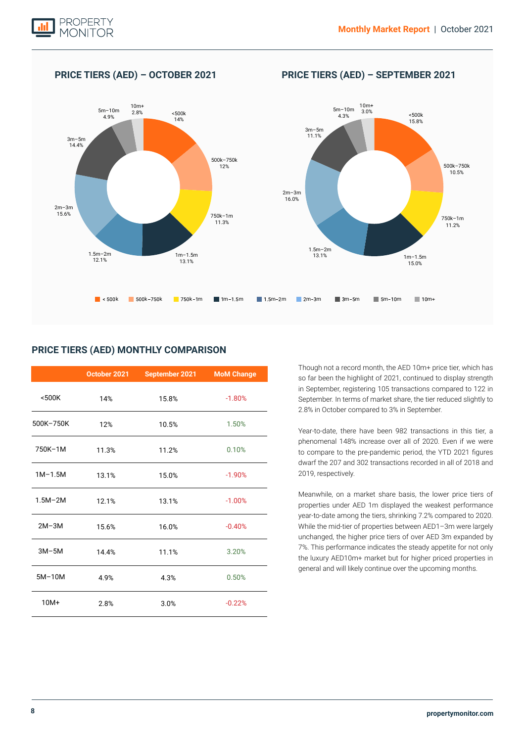## PRICE TIERS (AED) – OCTOBER 2021

## PRICE TIERS (AED) – SEPTEMBER 2021

## PRICE TIERS (AED) MONTHLY COMPARISON

| | October 2021 | September 2021 | MoM Change |
|---|---|---|---|
| <500K | 14% | 15.8% | -1.80% |
| 500K–750K | 12% | 10.5% | 1.50% |
| 750K–1M | 11.3% | 11.2% | 0.10% |
| 1M–1.5M | 13.1% | 15.0% | -1.90% |
| 1.5M–2M | 12.1% | 13.1% | -1.00% |
| 2M–3M | 15.6% | 16.0% | -0.40% |
| 3M–5M | 14.4% | 11.1% | 3.20% |
| 5M–10M | 4.9% | 4.3% | 0.50% |
| 10M+ | 2.8% | 3.0% | -0.22% |

Though not a record month, the AED 10m+ price tier, which has so far been the highlight of 2021, continued to display strength in September, registering 105 transactions compared to 122 in September. In terms of market share, the tier reduced slightly to 2.8% in October compared to 3% in September.

Year-to-date, there have been 982 transactions in this tier, a phenomenal 148% increase over all of 2020. Even if we were to compare to the pre-pandemic period, the YTD 2021 figures dwarf the 207 and 302 transactions recorded in all of 2018 and 2019, respectively.

Meanwhile, on a market share basis, the lower price tiers of properties under AED 1m displayed the weakest performance year-to-date among the tiers, shrinking 7.2% compared to 2020. While the mid-tier of properties between AED1–3m were largely unchanged, the higher price tiers of over AED 3m expanded by 7%. This performance indicates the steady appetite for not only the luxury AED10m+ market but for higher priced properties in general and will likely continue over the upcoming months.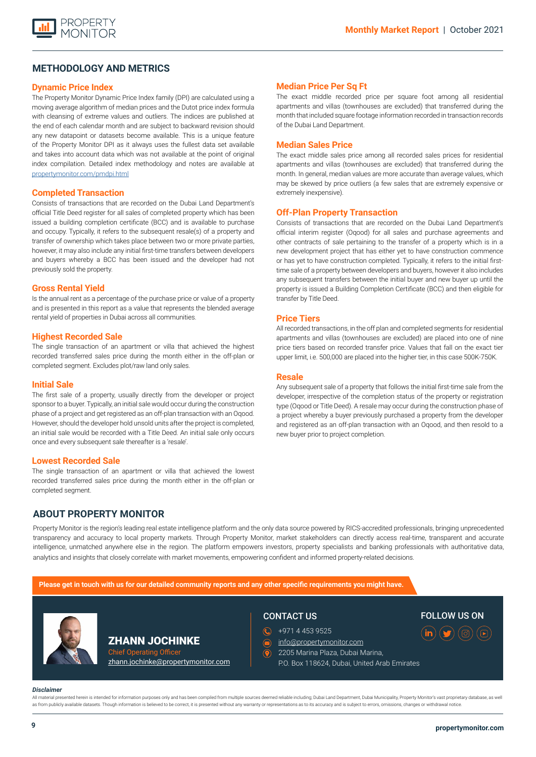## METHODOLOGY AND METRICS

### Dynamic Price Index

The Property Monitor Dynamic Price Index family (DPI) are calculated using a moving average algorithm of median prices and the Dutot price index formula with cleansing of extreme values and outliers. The indices are published at the end of each calendar month and are subject to backward revision should any new datapoint or datasets become available. This is a unique feature of the Property Monitor DPI as it always uses the fullest data set available and takes into account data which was not available at the point of original index compilation. Detailed index methodology and notes are available at propertymonitor.com/pmdpi.html

### Completed Transaction

Consists of transactions that are recorded on the Dubai Land Department's official Title Deed register for all sales of completed property which has been issued a building completion certificate (BCC) and is available to purchase and occupy. Typically, it refers to the subsequent resale(s) of a property and transfer of ownership which takes place between two or more private parties, however, it may also include any initial first-time transfers between developers and buyers whereby a BCC has been issued and the developer had not previously sold the property.

### Gross Rental Yield

Is the annual rent as a percentage of the purchase price or value of a property and is presented in this report as a value that represents the blended average rental yield of properties in Dubai across all communities.

### Highest Recorded Sale

The single transaction of an apartment or villa that achieved the highest recorded transferred sales price during the month either in the off-plan or completed segment. Excludes plot/raw land only sales.

### Initial Sale

The first sale of a property, usually directly from the developer or project sponsor to a buyer. Typically, an initial sale would occur during the construction phase of a project and get registered as an off-plan transaction with an Oqood. However, should the developer hold unsold units after the project is completed, an initial sale would be recorded with a Title Deed. An initial sale only occurs once and every subsequent sale thereafter is a 'resale'.

### Lowest Recorded Sale

The single transaction of an apartment or villa that achieved the lowest recorded transferred sales price during the month either in the off-plan or completed segment.

### Median Price Per Sq Ft

The exact middle recorded price per square foot among all residential apartments and villas (townhouses are excluded) that transferred during the month that included square footage information recorded in transaction records of the Dubai Land Department.

### Median Sales Price

The exact middle sales price among all recorded sales prices for residential apartments and villas (townhouses are excluded) that transferred during the month. In general, median values are more accurate than average values, which may be skewed by price outliers (a few sales that are extremely expensive or extremely inexpensive).

### Off-Plan Property Transaction

Consists of transactions that are recorded on the Dubai Land Department's official interim register (Oqood) for all sales and purchase agreements and other contracts of sale pertaining to the transfer of a property which is in a new development project that has either yet to have construction commence or has yet to have construction completed. Typically, it refers to the initial first-time sale of a property between developers and buyers, however it also includes any subsequent transfers between the initial buyer and new buyer up until the property is issued a Building Completion Certificate (BCC) and then eligible for transfer by Title Deed.

### Price Tiers

All recorded transactions, in the off plan and completed segments for residential apartments and villas (townhouses are excluded) are placed into one of nine price tiers based on recorded transfer price. Values that fall on the exact tier upper limit, i.e. 500,000 are placed into the higher tier, in this case 500K-750K.

### Resale

Any subsequent sale of a property that follows the initial first-time sale from the developer, irrespective of the completion status of the property or registration type (Oqood or Title Deed). A resale may occur during the construction phase of a project whereby a buyer previously purchased a property from the developer and registered as an off-plan transaction with an Oqood, and then resold to a new buyer prior to project completion.

## ABOUT PROPERTY MONITOR

Property Monitor is the region's leading real estate intelligence platform and the only data source powered by RICS-accredited professionals, bringing unprecedented transparency and accuracy to local property markets. Through Property Monitor, market stakeholders can directly access real-time, transparent and accurate intelligence, unmatched anywhere else in the region. The platform empowers investors, property specialists and banking professionals with authoritative data, analytics and insights that closely correlate with market movements, empowering confident and informed property-related decisions.

**Please get in touch with us for our detailed community reports and any other specific requirements you might have.**

**ZHANN JOCHINKE**
Chief Operating Officer
zhann.jochinke@propertymonitor.com

**CONTACT US**

+971 4 453 9525
info@propertymonitor.com
2205 Marina Plaza, Dubai Marina,
P.O. Box 118624, Dubai, United Arab Emirates

**FOLLOW US ON**

*Disclaimer*

All material presented herein is intended for information purposes only and has been compiled from multiple sources deemed reliable including; Dubai Land Department, Dubai Municipality, Property Monitor's vast proprietary database, as well as from publicly available datasets. Though information is believed to be correct, it is presented without any warranty or representations as to its accuracy and is subject to errors, omissions, changes or withdrawal notice.